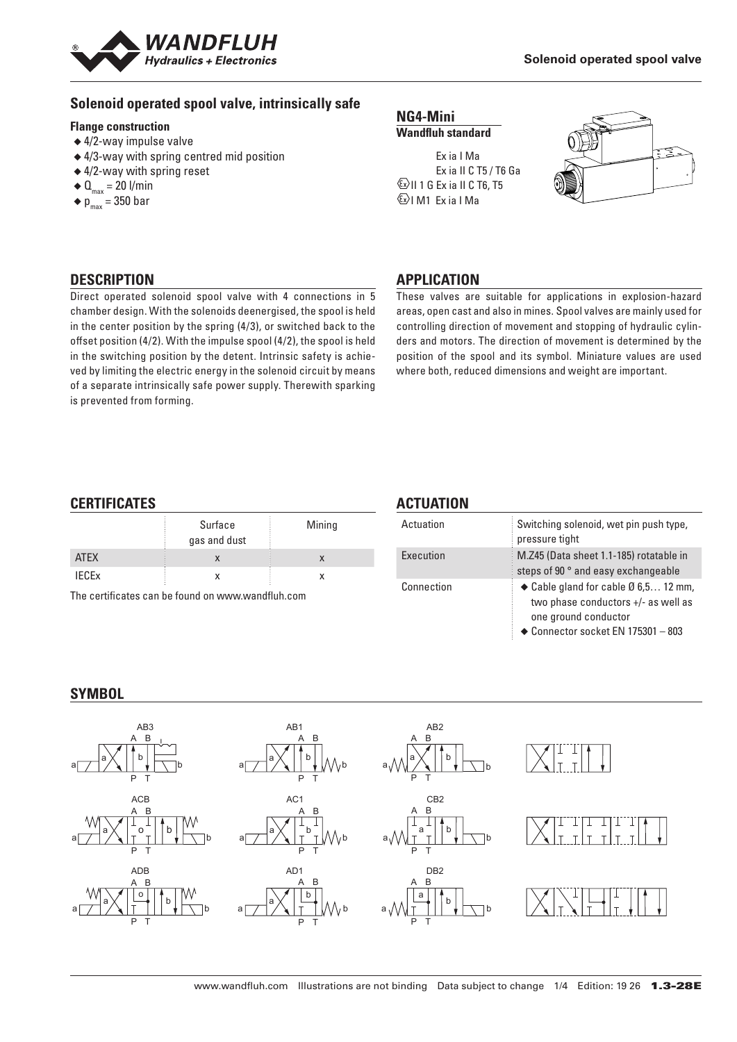# Solenoid operated spool valve, intrinsically safe

**Flange construction**

- 4/2-way impulse valve
- 4/3-way with spring centred mid position
- 4/2-way with spring reset
- $Q_{max}$ = 20 l/min
- $p_{max}$ = 350 bar

**NG4-Mini**
**Wandfluh standard**

Ex ia I Ma
Ex ia II C T5 / T6 Ga
Ex II 1 G Ex ia II C T6, T5
Ex I M1 Ex ia I Ma

## DESCRIPTION

Direct operated solenoid spool valve with 4 connections in 5 chamber design. With the solenoids deenergised, the spool is held in the center position by the spring (4/3), or switched back to the offset position (4/2). With the impulse spool (4/2), the spool is held in the switching position by the detent. Intrinsic safety is achieved by limiting the electric energy in the solenoid circuit by means of a separate intrinsically safe power supply. Therewith sparking is prevented from forming.

## APPLICATION

These valves are suitable for applications in explosion-hazard areas, open cast and also in mines. Spool valves are mainly used for controlling direction of movement and stopping of hydraulic cylinders and motors. The direction of movement is determined by the position of the spool and its symbol. Miniature values are used where both, reduced dimensions and weight are important.

## CERTIFICATES

| | Surface gas and dust | Mining |
|---|---|---|
| ATEX | x | x |
| IECEx | x | x |

The certificates can be found on www.wandfluh.com

## ACTUATION

| | |
|---|---|
| Actuation | Switching solenoid, wet pin push type, pressure tight |
| Execution | M.Z45 (Data sheet 1.1-185) rotatable in steps of 90 ° and easy exchangeable |
| Connection | ◆ Cable gland for cable Ø 6,5… 12 mm, two phase conductors +/- as well as one ground conductor<br>◆ Connector socket EN 175301 – 803 |

## SYMBOL

AB3, AB1, AB2, ACB, AC1, CB2, ADB, AD1, DB2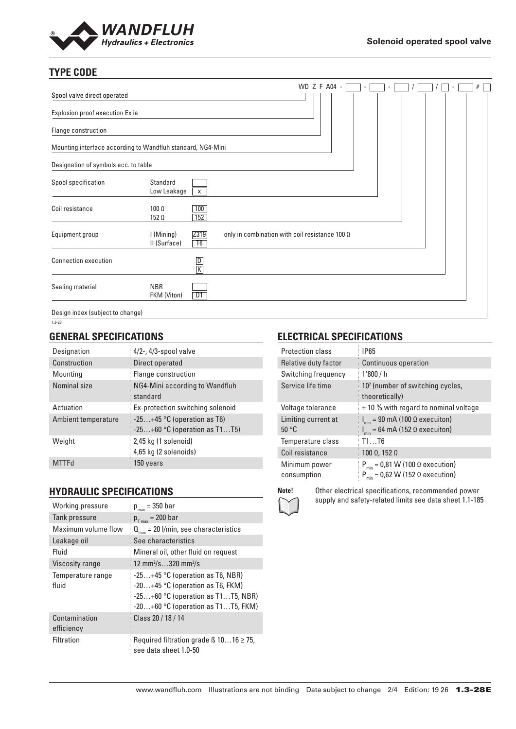## TYPE CODE

WD Z F A04 - ☐ - ☐ - ☐ / ☐ / ☐ - ☐ # ☐

| | | | |
|---|---|---|---|
| Spool valve direct operated | | | |
| Explosion proof execution Ex ia | | | |
| Flange construction | | | |
| Mounting interface according to Wandfluh standard, NG4-Mini | | | |
| Designation of symbols acc. to table | | | |
| Spool specification | Standard | | |
| | Low Leakage | x | |
| Coil resistance | 100 Ω | 100 | |
| | 152 Ω | 152 | |
| Equipment group | I (Mining) | Z319 | only in combination with coil resistance 100 Ω |
| | II (Surface) | T6 | |
| Connection execution | | D | |
| | | K | |
| Sealing material | NBR | | |
| | FKM (Viton) | D1 | |
| Design index (subject to change) | | | |

1.3-28

## GENERAL SPECIFICATIONS

| | |
|---|---|
| Designation | 4/2-, 4/3-spool valve |
| Construction | Direct operated |
| Mounting | Flange construction |
| Nominal size | NG4-Mini according to Wandfluh standard |
| Actuation | Ex-protection switching solenoid |
| Ambient temperature | -25…+45 °C (operation as T6)<br>-25…+60 °C (operation as T1…T5) |
| Weight | 2,45 kg (1 solenoid)<br>4,65 kg (2 solenoids) |
| MTTFd | 150 years |

## HYDRAULIC SPECIFICATIONS

| | |
|---|---|
| Working pressure | $p_{max}$ = 350 bar |
| Tank pressure | $p_{T\,max}$ = 200 bar |
| Maximum volume flow | $Q_{max}$ = 20 l/min, see characteristics |
| Leakage oil | See characteristics |
| Fluid | Mineral oil, other fluid on request |
| Viscosity range | 12 mm²/s…320 mm²/s |
| Temperature range fluid | -25…+45 °C (operation as T6, NBR)<br>-20…+45 °C (operation as T6, FKM)<br>-25…+60 °C (operation as T1…T5, NBR)<br>-20…+60 °C (operation as T1…T5, FKM) |
| Contamination efficiency | Class 20 / 18 / 14 |
| Filtration | Required filtration grade ß 10…16 ≥ 75, see data sheet 1.0-50 |

## ELECTRICAL SPECIFICATIONS

| | |
|---|---|
| Protection class | IP65 |
| Relative duty factor | Continuous operation |
| Switching frequency | 1'800 / h |
| Service life time | $10^7$ (number of switching cycles, theoretically) |
| Voltage tolerance | ± 10 % with regard to nominal voltage |
| Limiting current at 50 °C | $I_{min}$ = 90 mA (100 Ω execuiton)<br>$I_{min}$ = 64 mA (152 Ω execuiton) |
| Temperature class | T1…T6 |
| Coil resistance | 100 Ω, 152 Ω |
| Minimum power consumption | $P_{min}$ = 0,81 W (100 Ω execution)<br>$P_{min}$ = 0,62 W (152 Ω execution) |

**Note!** Other electrical specifications, recommended power supply and safety-related limits see data sheet 1.1-185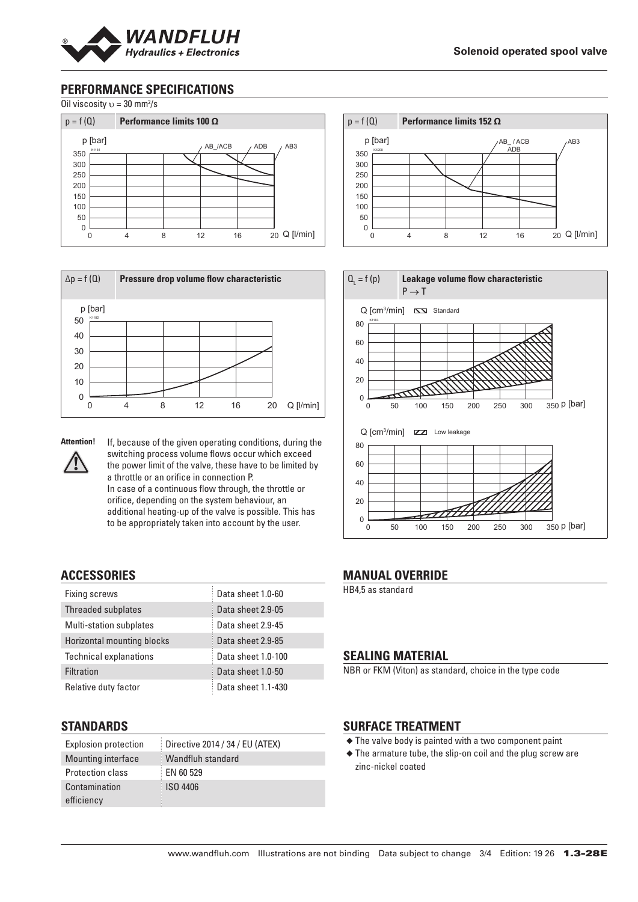## PERFORMANCE SPECIFICATIONS

Oil viscosity $\upsilon$ = 30 mm²/s

$p = f(Q)$ **Performance limits 100 Ω**

$p = f(Q)$ **Performance limits 152 Ω**

$\Delta p = f(Q)$ **Pressure drop volume flow characteristic**

$Q_L = f(p)$ **Leakage volume flow characteristic** $P \rightarrow T$

**Attention!** If, because of the given operating conditions, during the switching process volume flows occur which exceed the power limit of the valve, these have to be limited by a throttle or an orifice in connection P. In case of a continuous flow through, the throttle or orifice, depending on the system behaviour, an additional heating-up of the valve is possible. This has to be appropriately taken into account by the user.

## ACCESSORIES

| | |
|---|---|
| Fixing screws | Data sheet 1.0-60 |
| Threaded subplates | Data sheet 2.9-05 |
| Multi-station subplates | Data sheet 2.9-45 |
| Horizontal mounting blocks | Data sheet 2.9-85 |
| Technical explanations | Data sheet 1.0-100 |
| Filtration | Data sheet 1.0-50 |
| Relative duty factor | Data sheet 1.1-430 |

## STANDARDS

| | |
|---|---|
| Explosion protection | Directive 2014 / 34 / EU (ATEX) |
| Mounting interface | Wandfluh standard |
| Protection class | EN 60 529 |
| Contamination efficiency | ISO 4406 |

## MANUAL OVERRIDE

HB4,5 as standard

## SEALING MATERIAL

NBR or FKM (Viton) as standard, choice in the type code

## SURFACE TREATMENT

- The valve body is painted with a two component paint
- The armature tube, the slip-on coil and the plug screw are zinc-nickel coated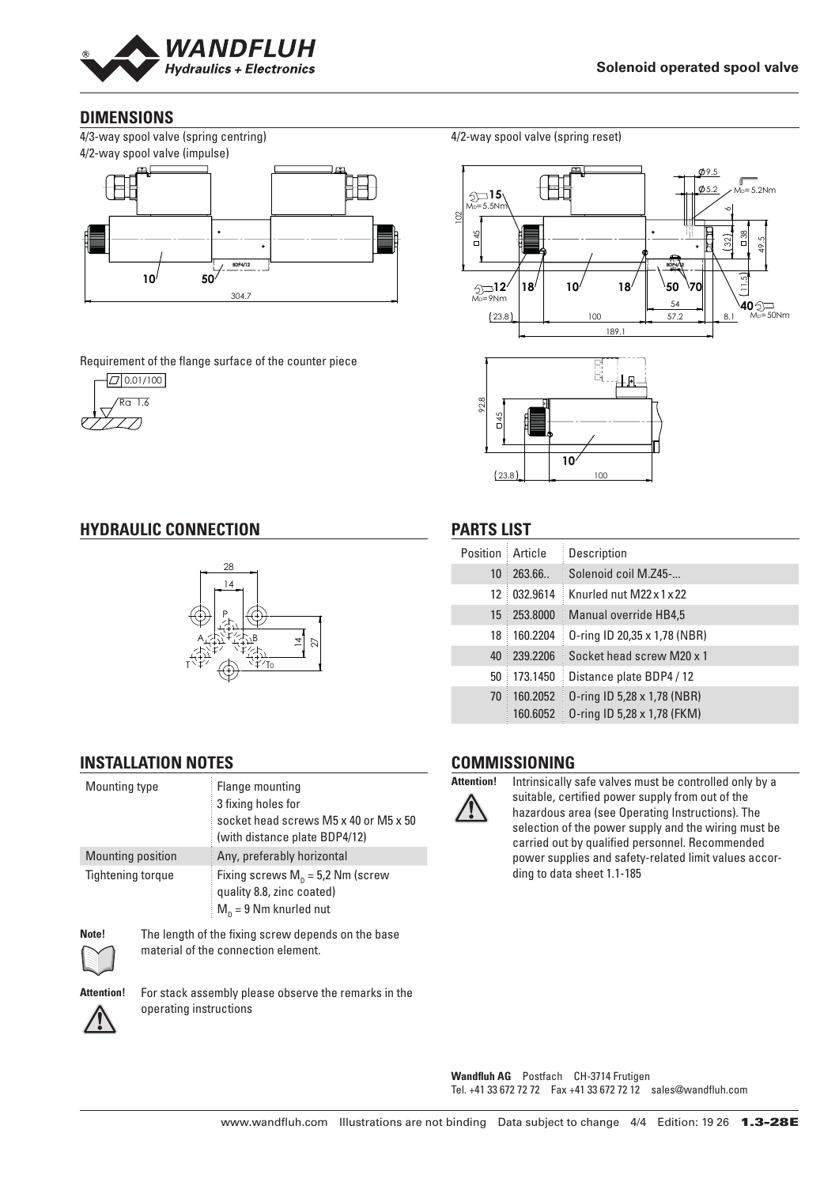## DIMENSIONS

4/3-way spool valve (spring centring)
4/2-way spool valve (impulse)

10
50
BDP4/12
304.7

4/2-way spool valve (spring reset)

15
$M_D$= 5.5Nm
102
□ 45
12
$M_D$=9Nm
18
10
18
50
70
40
$M_D$= 50Nm
Ø9.5
Ø5.2
$M_D$= 5.2Nm
6
(32)
□ 38
49.5
(11.5)
54
(23.8)
100
57.2
8.1
189.1

Requirement of the flange surface of the counter piece

0.01/100
Ra 1.6

92.8
□ 45
10
(23.8)
100

## HYDRAULIC CONNECTION

28
14
P
A
B
T
T0
14
27

## PARTS LIST

| Position | Article | Description |
| --- | --- | --- |
| 10 | 263.66.. | Solenoid coil M.Z45-... |
| 12 | 032.9614 | Knurled nut M22 x 1 x 22 |
| 15 | 253.8000 | Manual override HB4,5 |
| 18 | 160.2204 | O-ring ID 20,35 x 1,78 (NBR) |
| 40 | 239.2206 | Socket head screw M20 x 1 |
| 50 | 173.1450 | Distance plate BDP4 / 12 |
| 70 | 160.2052<br>160.6052 | O-ring ID 5,28 x 1,78 (NBR)<br>O-ring ID 5,28 x 1,78 (FKM) |

## INSTALLATION NOTES

| | |
| --- | --- |
| Mounting type | Flange mounting<br>3 fixing holes for<br>socket head screws M5 x 40 or M5 x 50<br>(with distance plate BDP4/12) |
| Mounting position | Any, preferably horizontal |
| Tightening torque | Fixing screws $M_D$ = 5,2 Nm (screw quality 8.8, zinc coated)<br>$M_D$ = 9 Nm knurled nut |

**Note!** The length of the fixing screw depends on the base material of the connection element.

**Attention!** For stack assembly please observe the remarks in the operating instructions

## COMMISSIONING

**Attention!** Intrinsically safe valves must be controlled only by a suitable, certified power supply from out of the hazardous area (see Operating Instructions). The selection of the power supply and the wiring must be carried out by qualified personnel. Recommended power supplies and safety-related limit values according to data sheet 1.1-185

**Wandfluh AG** Postfach CH-3714 Frutigen
Tel. +41 33 672 72 72 Fax +41 33 672 72 12 sales@wandfluh.com